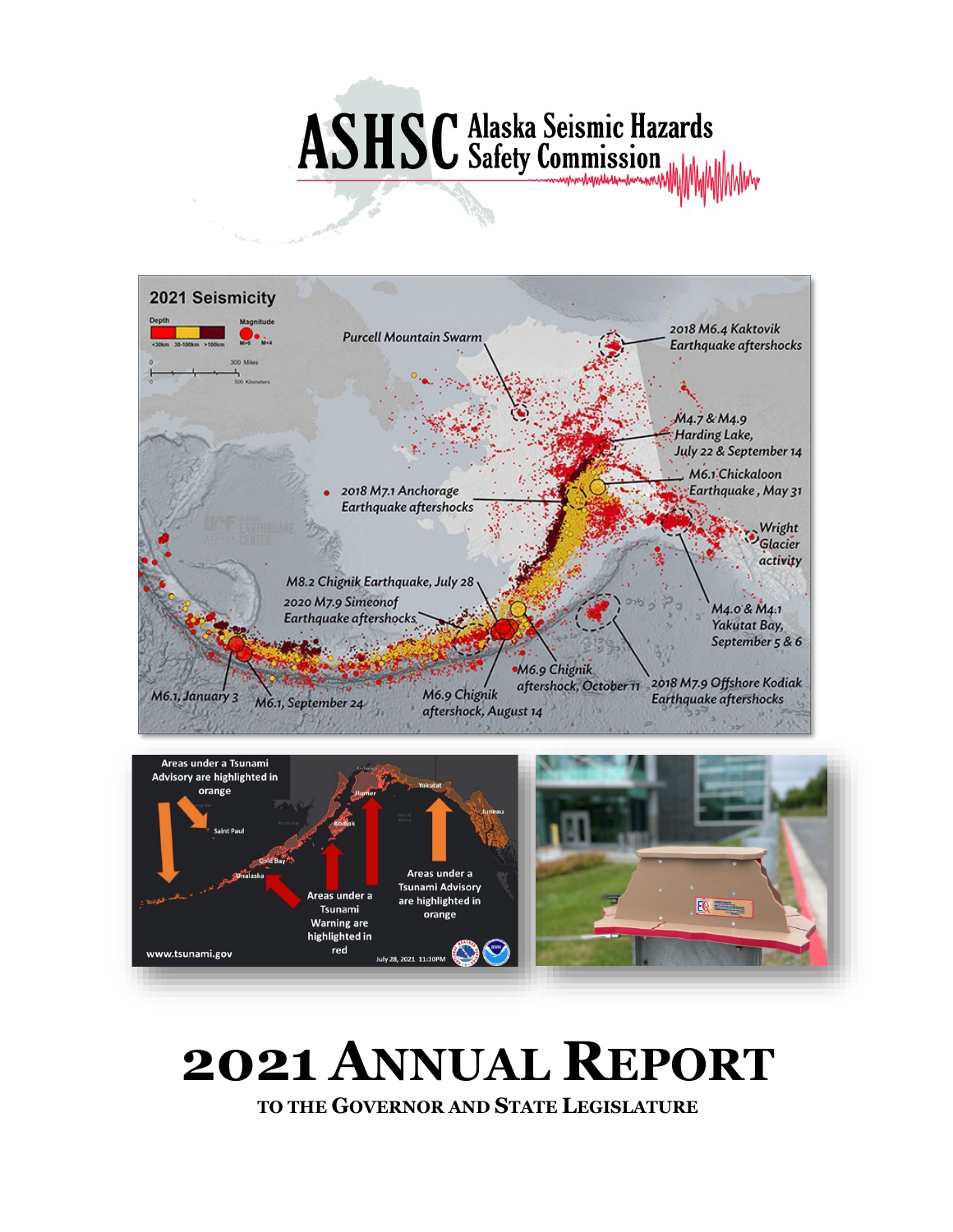# ASHSC Alaska Seismic Hazards Safety Commission

# 2021 ANNUAL REPORT

**TO THE GOVERNOR AND STATE LEGISLATURE**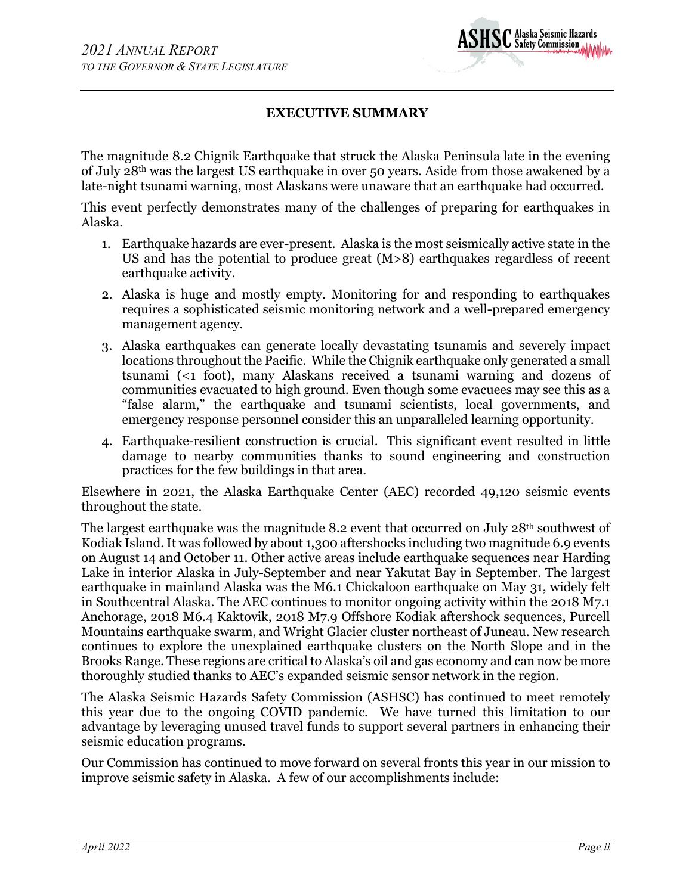## EXECUTIVE SUMMARY

The magnitude 8.2 Chignik Earthquake that struck the Alaska Peninsula late in the evening of July 28th was the largest US earthquake in over 50 years. Aside from those awakened by a late-night tsunami warning, most Alaskans were unaware that an earthquake had occurred.

This event perfectly demonstrates many of the challenges of preparing for earthquakes in Alaska.

1. Earthquake hazards are ever-present. Alaska is the most seismically active state in the US and has the potential to produce great (M>8) earthquakes regardless of recent earthquake activity.
2. Alaska is huge and mostly empty. Monitoring for and responding to earthquakes requires a sophisticated seismic monitoring network and a well-prepared emergency management agency.
3. Alaska earthquakes can generate locally devastating tsunamis and severely impact locations throughout the Pacific. While the Chignik earthquake only generated a small tsunami (<1 foot), many Alaskans received a tsunami warning and dozens of communities evacuated to high ground. Even though some evacuees may see this as a "false alarm," the earthquake and tsunami scientists, local governments, and emergency response personnel consider this an unparalleled learning opportunity.
4. Earthquake-resilient construction is crucial. This significant event resulted in little damage to nearby communities thanks to sound engineering and construction practices for the few buildings in that area.

Elsewhere in 2021, the Alaska Earthquake Center (AEC) recorded 49,120 seismic events throughout the state.

The largest earthquake was the magnitude 8.2 event that occurred on July 28th southwest of Kodiak Island. It was followed by about 1,300 aftershocks including two magnitude 6.9 events on August 14 and October 11. Other active areas include earthquake sequences near Harding Lake in interior Alaska in July-September and near Yakutat Bay in September. The largest earthquake in mainland Alaska was the M6.1 Chickaloon earthquake on May 31, widely felt in Southcentral Alaska. The AEC continues to monitor ongoing activity within the 2018 M7.1 Anchorage, 2018 M6.4 Kaktovik, 2018 M7.9 Offshore Kodiak aftershock sequences, Purcell Mountains earthquake swarm, and Wright Glacier cluster northeast of Juneau. New research continues to explore the unexplained earthquake clusters on the North Slope and in the Brooks Range. These regions are critical to Alaska's oil and gas economy and can now be more thoroughly studied thanks to AEC's expanded seismic sensor network in the region.

The Alaska Seismic Hazards Safety Commission (ASHSC) has continued to meet remotely this year due to the ongoing COVID pandemic. We have turned this limitation to our advantage by leveraging unused travel funds to support several partners in enhancing their seismic education programs.

Our Commission has continued to move forward on several fronts this year in our mission to improve seismic safety in Alaska. A few of our accomplishments include: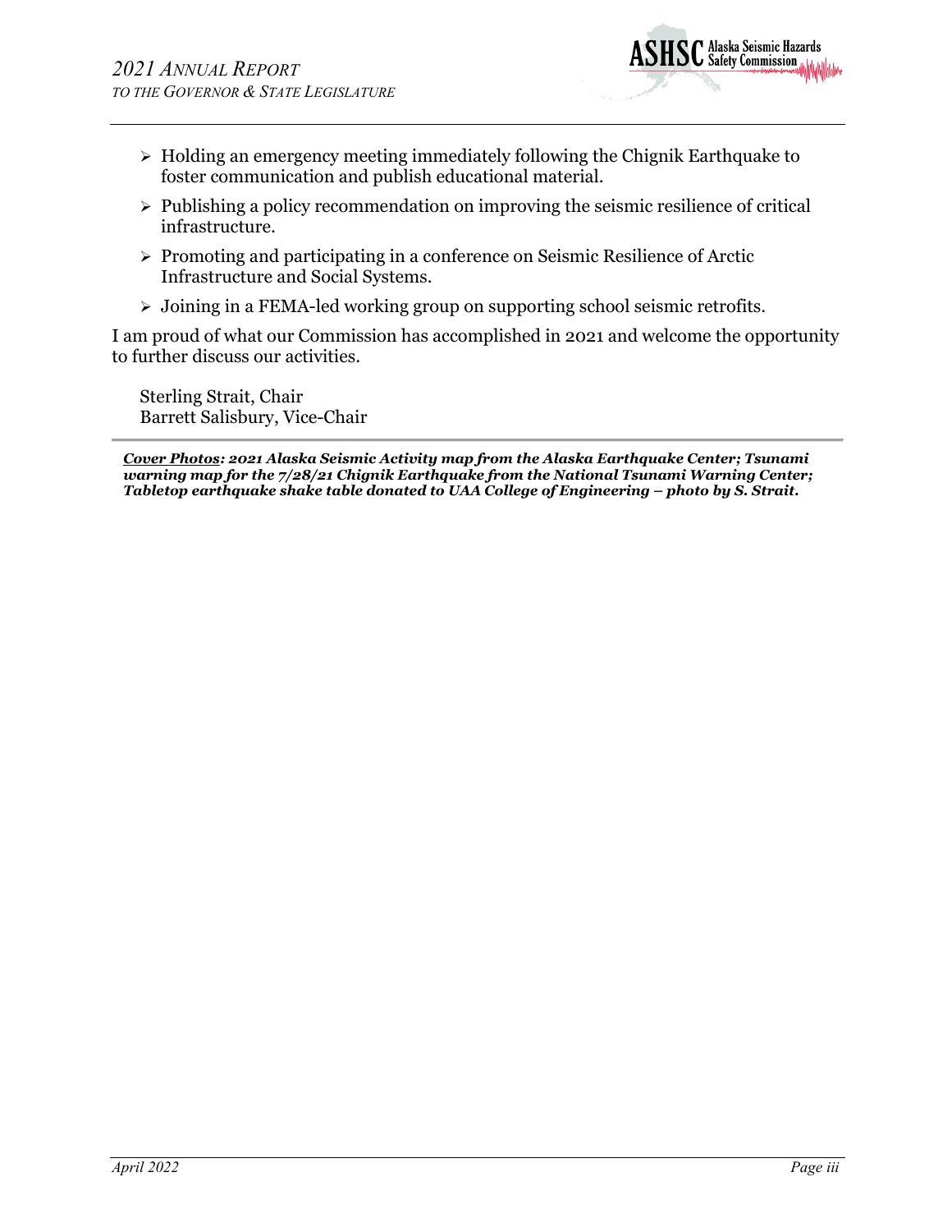- Holding an emergency meeting immediately following the Chignik Earthquake to foster communication and publish educational material.
- Publishing a policy recommendation on improving the seismic resilience of critical infrastructure.
- Promoting and participating in a conference on Seismic Resilience of Arctic Infrastructure and Social Systems.
- Joining in a FEMA-led working group on supporting school seismic retrofits.

I am proud of what our Commission has accomplished in 2021 and welcome the opportunity to further discuss our activities.

Sterling Strait, Chair
Barrett Salisbury, Vice-Chair

***<u>Cover Photos</u>: 2021 Alaska Seismic Activity map from the Alaska Earthquake Center; Tsunami warning map for the 7/28/21 Chignik Earthquake from the National Tsunami Warning Center; Tabletop earthquake shake table donated to UAA College of Engineering – photo by S. Strait.***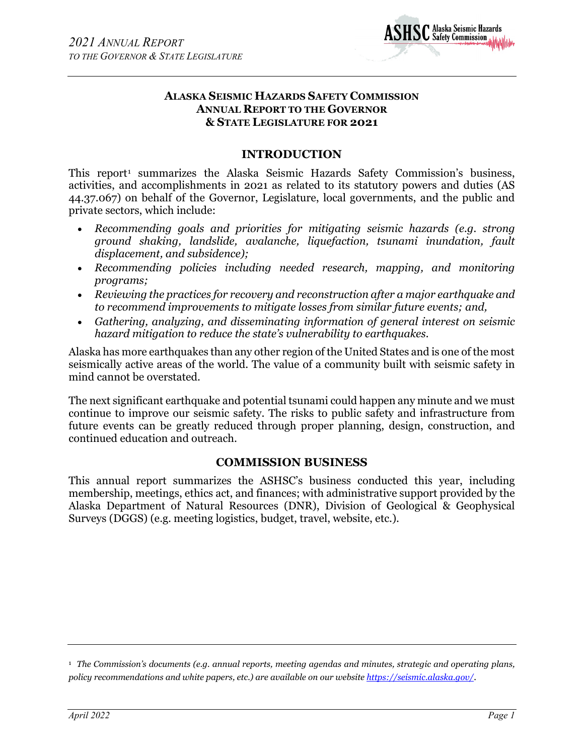**ALASKA SEISMIC HAZARDS SAFETY COMMISSION**
**ANNUAL REPORT TO THE GOVERNOR**
**& STATE LEGISLATURE FOR 2021**

## INTRODUCTION

This report[1] summarizes the Alaska Seismic Hazards Safety Commission's business, activities, and accomplishments in 2021 as related to its statutory powers and duties (AS 44.37.067) on behalf of the Governor, Legislature, local governments, and the public and private sectors, which include:

- *Recommending goals and priorities for mitigating seismic hazards (e.g. strong ground shaking, landslide, avalanche, liquefaction, tsunami inundation, fault displacement, and subsidence);*
- *Recommending policies including needed research, mapping, and monitoring programs;*
- *Reviewing the practices for recovery and reconstruction after a major earthquake and to recommend improvements to mitigate losses from similar future events; and,*
- *Gathering, analyzing, and disseminating information of general interest on seismic hazard mitigation to reduce the state's vulnerability to earthquakes.*

Alaska has more earthquakes than any other region of the United States and is one of the most seismically active areas of the world. The value of a community built with seismic safety in mind cannot be overstated.

The next significant earthquake and potential tsunami could happen any minute and we must continue to improve our seismic safety. The risks to public safety and infrastructure from future events can be greatly reduced through proper planning, design, construction, and continued education and outreach.

## COMMISSION BUSINESS

This annual report summarizes the ASHSC's business conducted this year, including membership, meetings, ethics act, and finances; with administrative support provided by the Alaska Department of Natural Resources (DNR), Division of Geological & Geophysical Surveys (DGGS) (e.g. meeting logistics, budget, travel, website, etc.).

---

[1] *The Commission's documents (e.g. annual reports, meeting agendas and minutes, strategic and operating plans, policy recommendations and white papers, etc.) are available on our website [https://seismic.alaska.gov/](https://seismic.alaska.gov/).*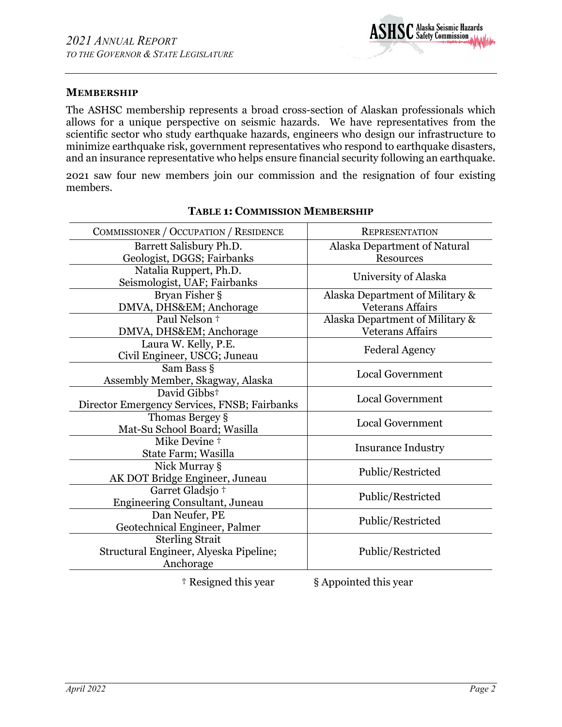## MEMBERSHIP

The ASHSC membership represents a broad cross-section of Alaskan professionals which allows for a unique perspective on seismic hazards. We have representatives from the scientific sector who study earthquake hazards, engineers who design our infrastructure to minimize earthquake risk, government representatives who respond to earthquake disasters, and an insurance representative who helps ensure financial security following an earthquake.

2021 saw four new members join our commission and the resignation of four existing members.

**TABLE 1: COMMISSION MEMBERSHIP**

| COMMISSIONER / OCCUPATION / RESIDENCE | REPRESENTATION |
|---|---|
| Barrett Salisbury Ph.D.<br>Geologist, DGGS; Fairbanks | Alaska Department of Natural Resources |
| Natalia Ruppert, Ph.D.<br>Seismologist, UAF; Fairbanks | University of Alaska |
| Bryan Fisher §<br>DMVA, DHS&EM; Anchorage | Alaska Department of Military & Veterans Affairs |
| Paul Nelson †<br>DMVA, DHS&EM; Anchorage | Alaska Department of Military & Veterans Affairs |
| Laura W. Kelly, P.E.<br>Civil Engineer, USCG; Juneau | Federal Agency |
| Sam Bass §<br>Assembly Member, Skagway, Alaska | Local Government |
| David Gibbs†<br>Director Emergency Services, FNSB; Fairbanks | Local Government |
| Thomas Bergey §<br>Mat-Su School Board; Wasilla | Local Government |
| Mike Devine †<br>State Farm; Wasilla | Insurance Industry |
| Nick Murray §<br>AK DOT Bridge Engineer, Juneau | Public/Restricted |
| Garret Gladsjo †<br>Engineering Consultant, Juneau | Public/Restricted |
| Dan Neufer, PE<br>Geotechnical Engineer, Palmer | Public/Restricted |
| Sterling Strait<br>Structural Engineer, Alyeska Pipeline; Anchorage | Public/Restricted |

† Resigned this year § Appointed this year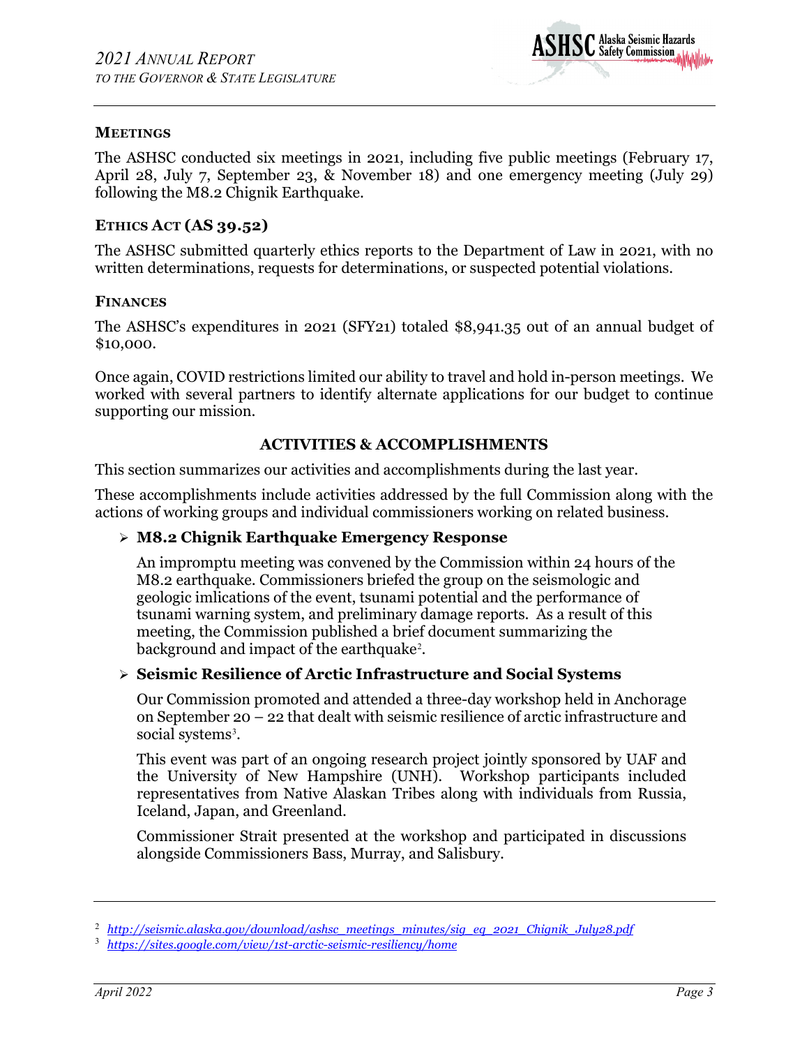### Meetings

The ASHSC conducted six meetings in 2021, including five public meetings (February 17, April 28, July 7, September 23, & November 18) and one emergency meeting (July 29) following the M8.2 Chignik Earthquake.

### Ethics Act (AS 39.52)

The ASHSC submitted quarterly ethics reports to the Department of Law in 2021, with no written determinations, requests for determinations, or suspected potential violations.

### Finances

The ASHSC's expenditures in 2021 (SFY21) totaled $8,941.35 out of an annual budget of $10,000.

Once again, COVID restrictions limited our ability to travel and hold in-person meetings. We worked with several partners to identify alternate applications for our budget to continue supporting our mission.

## ACTIVITIES & ACCOMPLISHMENTS

This section summarizes our activities and accomplishments during the last year.

These accomplishments include activities addressed by the full Commission along with the actions of working groups and individual commissioners working on related business.

- **M8.2 Chignik Earthquake Emergency Response**

  An impromptu meeting was convened by the Commission within 24 hours of the M8.2 earthquake. Commissioners briefed the group on the seismologic and geologic imlications of the event, tsunami potential and the performance of tsunami warning system, and preliminary damage reports. As a result of this meeting, the Commission published a brief document summarizing the background and impact of the earthquake[2].

- **Seismic Resilience of Arctic Infrastructure and Social Systems**

  Our Commission promoted and attended a three-day workshop held in Anchorage on September 20 – 22 that dealt with seismic resilience of arctic infrastructure and social systems[3].

  This event was part of an ongoing research project jointly sponsored by UAF and the University of New Hampshire (UNH). Workshop participants included representatives from Native Alaskan Tribes along with individuals from Russia, Iceland, Japan, and Greenland.

  Commissioner Strait presented at the workshop and participated in discussions alongside Commissioners Bass, Murray, and Salisbury.

---

[2] *http://seismic.alaska.gov/download/ashsc_meetings_minutes/sig_eq_2021_Chignik_July28.pdf*

[3] *https://sites.google.com/view/1st-arctic-seismic-resiliency/home*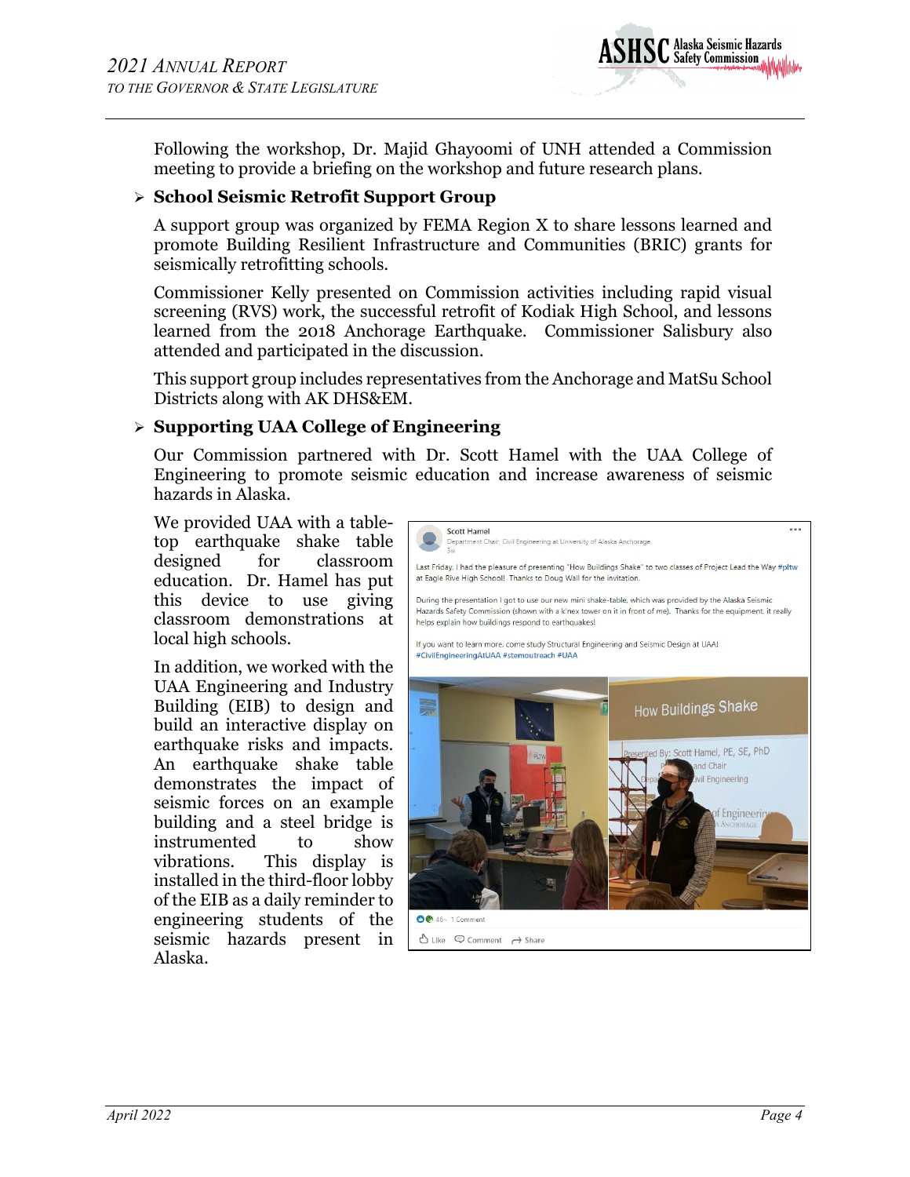Following the workshop, Dr. Majid Ghayoomi of UNH attended a Commission meeting to provide a briefing on the workshop and future research plans.

- **School Seismic Retrofit Support Group**

A support group was organized by FEMA Region X to share lessons learned and promote Building Resilient Infrastructure and Communities (BRIC) grants for seismically retrofitting schools.

Commissioner Kelly presented on Commission activities including rapid visual screening (RVS) work, the successful retrofit of Kodiak High School, and lessons learned from the 2018 Anchorage Earthquake. Commissioner Salisbury also attended and participated in the discussion.

This support group includes representatives from the Anchorage and MatSu School Districts along with AK DHS&EM.

- **Supporting UAA College of Engineering**

Our Commission partnered with Dr. Scott Hamel with the UAA College of Engineering to promote seismic education and increase awareness of seismic hazards in Alaska.

We provided UAA with a table-top earthquake shake table designed for classroom education. Dr. Hamel has put this device to use giving classroom demonstrations at local high schools.

In addition, we worked with the UAA Engineering and Industry Building (EIB) to design and build an interactive display on earthquake risks and impacts. An earthquake shake table demonstrates the impact of seismic forces on an example building and a steel bridge is instrumented to show vibrations. This display is installed in the third-floor lobby of the EIB as a daily reminder to engineering students of the seismic hazards present in Alaska.

Scott Hamel
Department Chair, Civil Engineering at University of Alaska Anchorage
3w

Last Friday, I had the pleasure of presenting "How Buildings Shake" to two classes of Project Lead the Way #pltw at Eagle River High School! Thanks to Doug Wall for the invitation.

During the presentation I got to use our new mini shake-table, which was provided by the Alaska Seismic Hazards Safety Commission (shown with a k'nex tower on it in front of me). Thanks for the equipment, it really helps explain how buildings respond to earthquakes!

If you want to learn more, come study Structural Engineering and Seismic Design at UAA!
#CivilEngineeringAtUAA #stemoutreach #UAA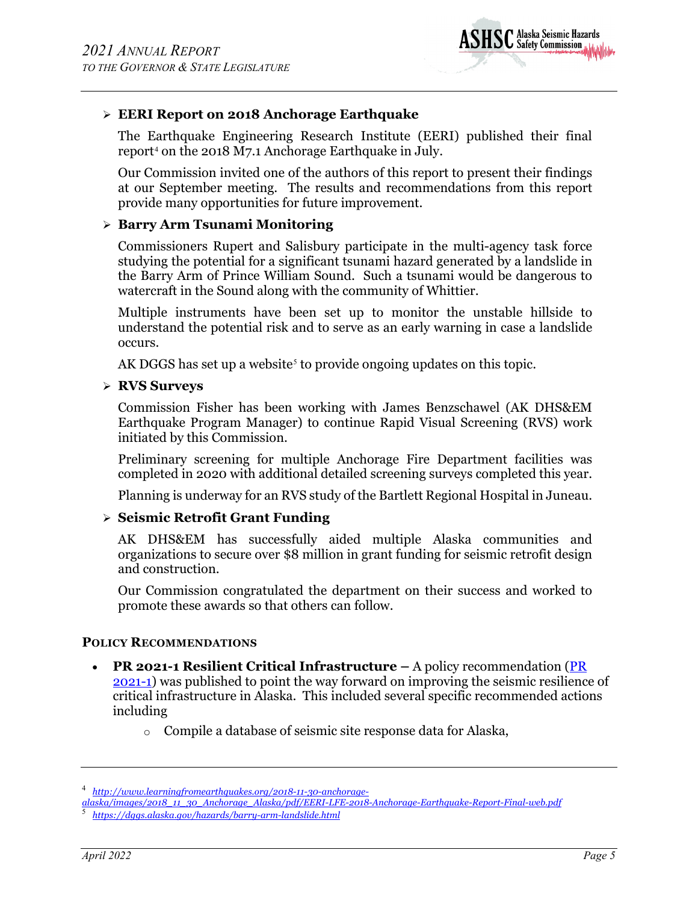- **EERI Report on 2018 Anchorage Earthquake**

  The Earthquake Engineering Research Institute (EERI) published their final report[4] on the 2018 M7.1 Anchorage Earthquake in July.

  Our Commission invited one of the authors of this report to present their findings at our September meeting. The results and recommendations from this report provide many opportunities for future improvement.

- **Barry Arm Tsunami Monitoring**

  Commissioners Rupert and Salisbury participate in the multi-agency task force studying the potential for a significant tsunami hazard generated by a landslide in the Barry Arm of Prince William Sound. Such a tsunami would be dangerous to watercraft in the Sound along with the community of Whittier.

  Multiple instruments have been set up to monitor the unstable hillside to understand the potential risk and to serve as an early warning in case a landslide occurs.

  AK DGGS has set up a website[5] to provide ongoing updates on this topic.

- **RVS Surveys**

  Commission Fisher has been working with James Benzschawel (AK DHS&EM Earthquake Program Manager) to continue Rapid Visual Screening (RVS) work initiated by this Commission.

  Preliminary screening for multiple Anchorage Fire Department facilities was completed in 2020 with additional detailed screening surveys completed this year.

  Planning is underway for an RVS study of the Bartlett Regional Hospital in Juneau.

- **Seismic Retrofit Grant Funding**

  AK DHS&EM has successfully aided multiple Alaska communities and organizations to secure over $8 million in grant funding for seismic retrofit design and construction.

  Our Commission congratulated the department on their success and worked to promote these awards so that others can follow.

**POLICY RECOMMENDATIONS**

- **PR 2021-1 Resilient Critical Infrastructure –** A policy recommendation (PR 2021-1) was published to point the way forward on improving the seismic resilience of critical infrastructure in Alaska. This included several specific recommended actions including
  - Compile a database of seismic site response data for Alaska,

---

[4] *http://www.learningfromearthquakes.org/2018-11-30-anchorage-alaska/images/2018_11_30_Anchorage_Alaska/pdf/EERI-LFE-2018-Anchorage-Earthquake-Report-Final-web.pdf*

[5] *https://dggs.alaska.gov/hazards/barry-arm-landslide.html*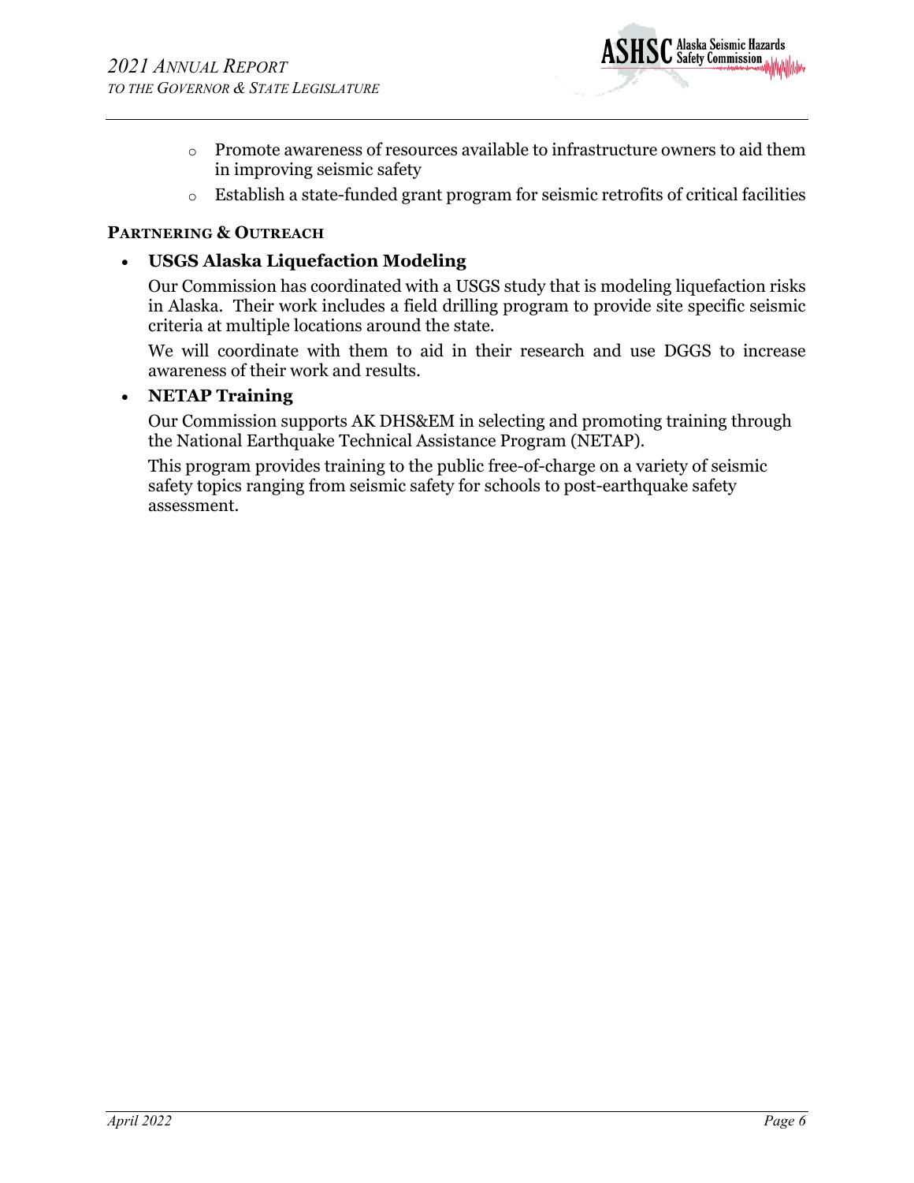- Promote awareness of resources available to infrastructure owners to aid them in improving seismic safety
  - Establish a state-funded grant program for seismic retrofits of critical facilities

### PARTNERING & OUTREACH

- **USGS Alaska Liquefaction Modeling**

  Our Commission has coordinated with a USGS study that is modeling liquefaction risks in Alaska. Their work includes a field drilling program to provide site specific seismic criteria at multiple locations around the state.

  We will coordinate with them to aid in their research and use DGGS to increase awareness of their work and results.

- **NETAP Training**

  Our Commission supports AK DHS&EM in selecting and promoting training through the National Earthquake Technical Assistance Program (NETAP).

  This program provides training to the public free-of-charge on a variety of seismic safety topics ranging from seismic safety for schools to post-earthquake safety assessment.